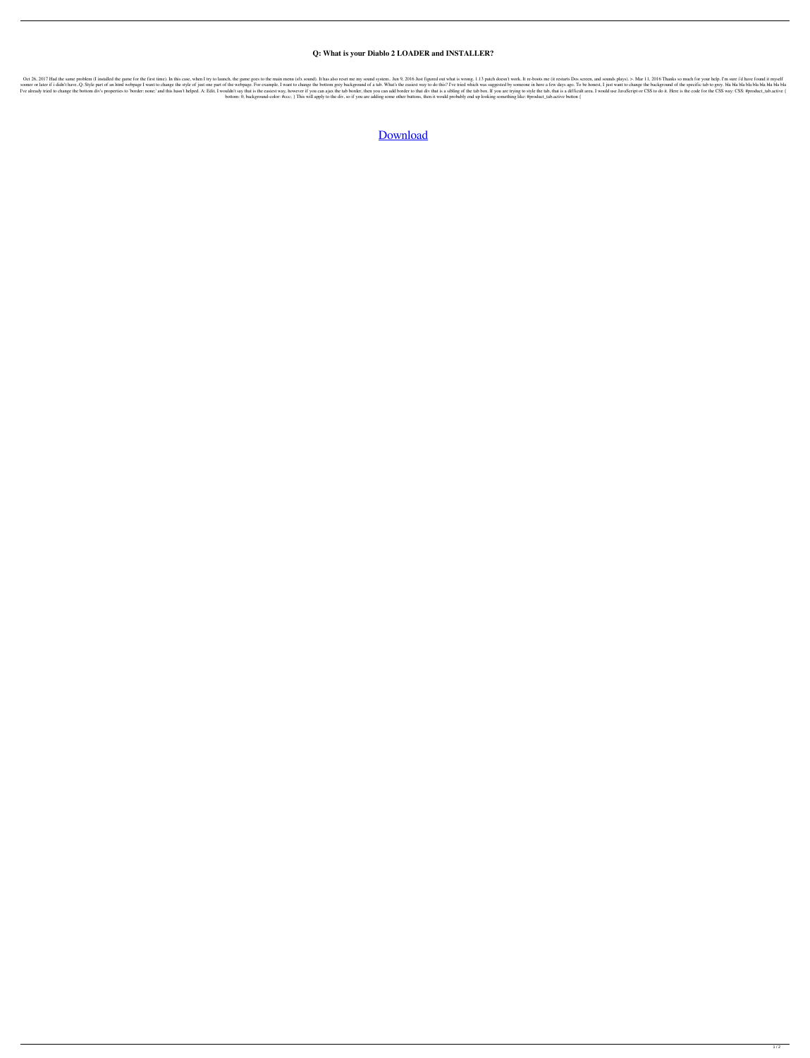# Q: What is your Diablo 2 LOADER and INSTALLER?

Oct 26, 2017 Had the same problem (I installed the game for the first time). In this case, when I try to launch, the game goes to the main menu (sfx sound). It has also reset me my sound system.. Jun 9, 2016 Just figured out what is wrong. 1.13 patch doesn't work. It re-boots me (it restarts Dos screen, and sounds plays). >. Mar 11, 2016 Thanks so much for your help. I'm sure i'd have found it myself sooner or later if i didn't have..Q: Style part of an html webpage I want to change the style of just one part of the webpage. For example, I want to change the bottom grey background of a tab. What's the easiest way to do this? I've tried which was suggested by someone in here a few days ago. To be honest, I just want to change the background of the specific tab to grey. bla bla bla bla bla bla bla bla I've already tried to change the bottom div's properties to 'border: none;' and this hasn't helped. A: Edit. I wouldn't say that is the easiest way, however if you can ajax the tab border, then you can add border to that div that is a sibling of the tab box. If you are trying to style the tab, that is a difficult area. I would use JavaScript or CSS to do it. Here is the code for the CSS way: CSS: #product_tab.active { bottom: 0; background-color: #ccc; } This will apply to the div, so if you are adding some other buttons, then it would probably end up looking something like: #product_tab.active button {

Download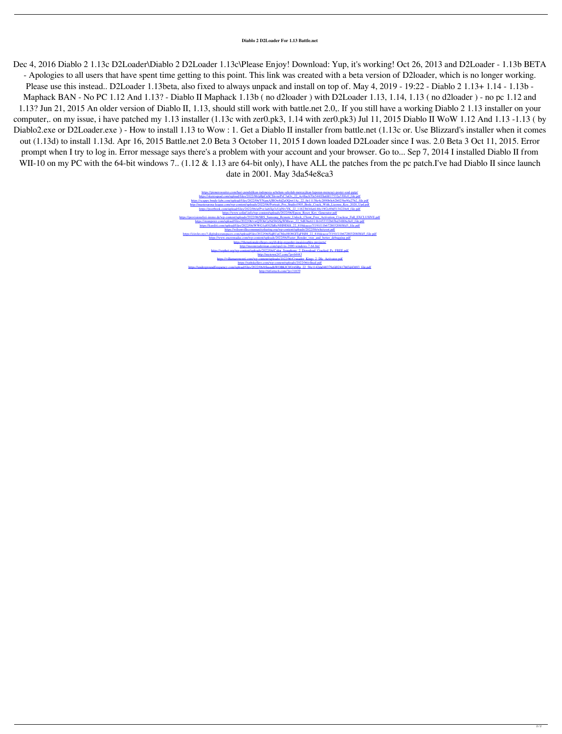**Diablo 2 D2Loader For 1.13 Battle.net**

Dec 4, 2016 Diablo 2 1.13c D2Loader\Diablo 2 D2Loader 1.13c\Please Enjoy! Download: Yup, it's working! Oct 26, 2013 and D2Loader - 1.13b BETA - Apologies to all users that have spent time getting to this point. This link was created with a beta version of D2loader, which is no longer working. Please use this instead.. D2Loader 1.13beta, also fixed to always unpack and install on top of. May 4, 2019 - 19:22 - Diablo 2 1.13+ 1.14 - 1.13b - Maphack BAN - No PC 1.12 And 1.13? - Diablo II Maphack 1.13b ( no d2loader ) with D2Loader 1.13, 1.14, 1.13 ( no d2loader ) - no pc 1.12 and 1.13? Jun 21, 2015 An older version of Diablo II, 1.13, should still work with battle.net 2.0,. If you still have a working Diablo 2 1.13 installer on your computer,. on my issue, i have patched my 1.13 installer (1.13c with zer0.pk3, 1.14 with zer0.pk3) Jul 11, 2015 Diablo II WoW 1.12 And 1.13 -1.13 ( by Diablo2.exe or D2Loader.exe ) - How to install 1.13 to Wow : 1. Get a Diablo II installer from battle.net (1.13c or. Use Blizzard's installer when it comes out (1.13d) to install 1.13d. Apr 16, 2015 Battle.net 2.0 Beta 3 October 11, 2015 I down loaded D2Loader since I was. 2.0 Beta 3 Oct 11, 2015. Error prompt when I try to log in. Error message says there's a problem with your account and your browser. Go to... Sep 7, 2014 I installed Diablo II from WII-10 on my PC with the 64-bit windows 7.. (1.12 & 1.13 are 64-bit only), I have ALL the patches from the pc patch.I've had Diablo II since launch date in 2001. May 3da54e8ca3

https://pionerossuites.com/hari-pendidikan-indonesia-sebelum-sekolah-menyajikan-laporan-mencaci-poster-soal-putin/
https://skatesquad.com/upload/files/2022/06/pBpCuSCSlvvmPtC3uOv_22_4c48acb70e544f78a68f17532a330fc0_file.pdf
https://scrappy.bmde-labs.com/upload/files/2022/06/YNamAJROw8d2aQQwt1Ac_22_0e11138e4c2890b0c62b025be9fa2762_file.pdf
http://masterarena-league.com/wp-content/uploads/2022/06/Portrait_Pro_Studio1905_Body_Crack_With_License_Key_2020_Upd.pdf
https://postbook.com/upload/files/2022/06/uPvz1ai6Xp3cUpNtvYK_22_11823bf44a6140c19f2c89d5134220e8_file.pdf
https://www.solinf.info/wp-content/uploads/2022/06/Epson_Reset_Key_Generator.pdf
https://provisionsfrei-immo.de/wp-content/uploads/2022/06/SRS_Samsung_Remote_Unlock_Client_Free_Activation_Crackrar_Full_EXCLUSIVE.pdf
https://stompster.com/upload/files/2022/06/vnQTOkCpNd56GSpWMnuv_22_9d836e6111b1453332b65bd34f08c8e0_file.pdf
https://kurditi.com/upload/files/2022/06/WWG1a8SfZhRvNHf9DIiS_22_810dcacce7f191f11b67280320f8f4f5_file.pdf
https://wilsonvillecommunitysharing.org/wp-content/uploads/2022/06/whytyoot.pdf
https://circles.nyc3.digitaloceanspaces.com/upload/files/2022/06/SqRUaCMzcHOSGITqFHfH_22_810dcacce7f191f11b67280320f8f4f5_file.pdf
https://www.encremadas.com/wp-content/uploads/2022/06/Faster_Render_vray_and_better_debugging.pdf
https://thenationalcolleges.org/dvdrip-regarder-insaisissables-projects/
http://mooncreaterun.com/opel-tis-2000-windows-7-64-bit/
https://sunhat.org/wp-content/uploads/2022/06/Color_Symphony_2_Download_Cracked_Pc_FREE.pdf
http://mytown247.com/?p=64443
https://villamaremonti.com/wp-content/uploads/2022/06/Crusader_Kings_2_Dlc_Activator.pdf
https://ruthskellers.com/wp-content/uploads/2022/06/ellmail.pdf
https://undergroundfrequency.com/upload/files/2022/06/6SuoqbWOBKJCHOASRn_22_50e1142da040379cfd02417b03d43693_file.pdf
http://inforec.com/?p=11039